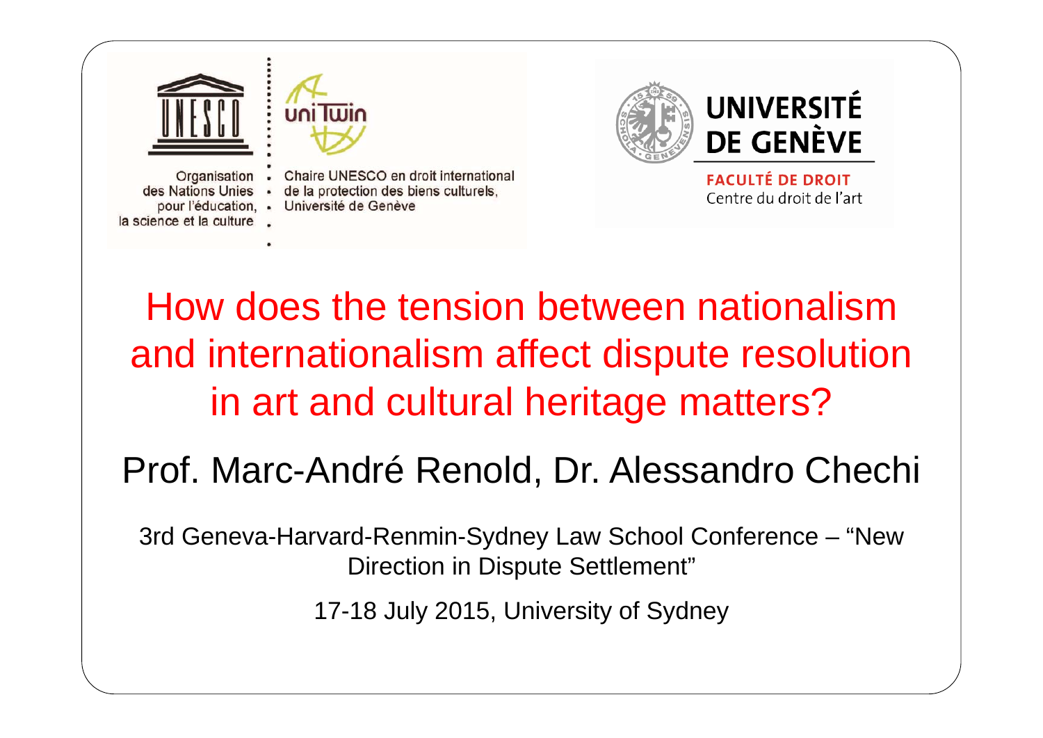Organisation des Nations Unies pour l'éducation, la science et la culture

Chaire UNESCO en droit international de la protection des biens culturels, Université de Genève

UNIVERSITÉ DE GENÈVE

FACULTÉ DE DROIT
Centre du droit de l'art

# How does the tension between nationalism and internationalism affect dispute resolution in art and cultural heritage matters?

## Prof. Marc-André Renold, Dr. Alessandro Chechi

3rd Geneva-Harvard-Renmin-Sydney Law School Conference – "New Direction in Dispute Settlement"

17-18 July 2015, University of Sydney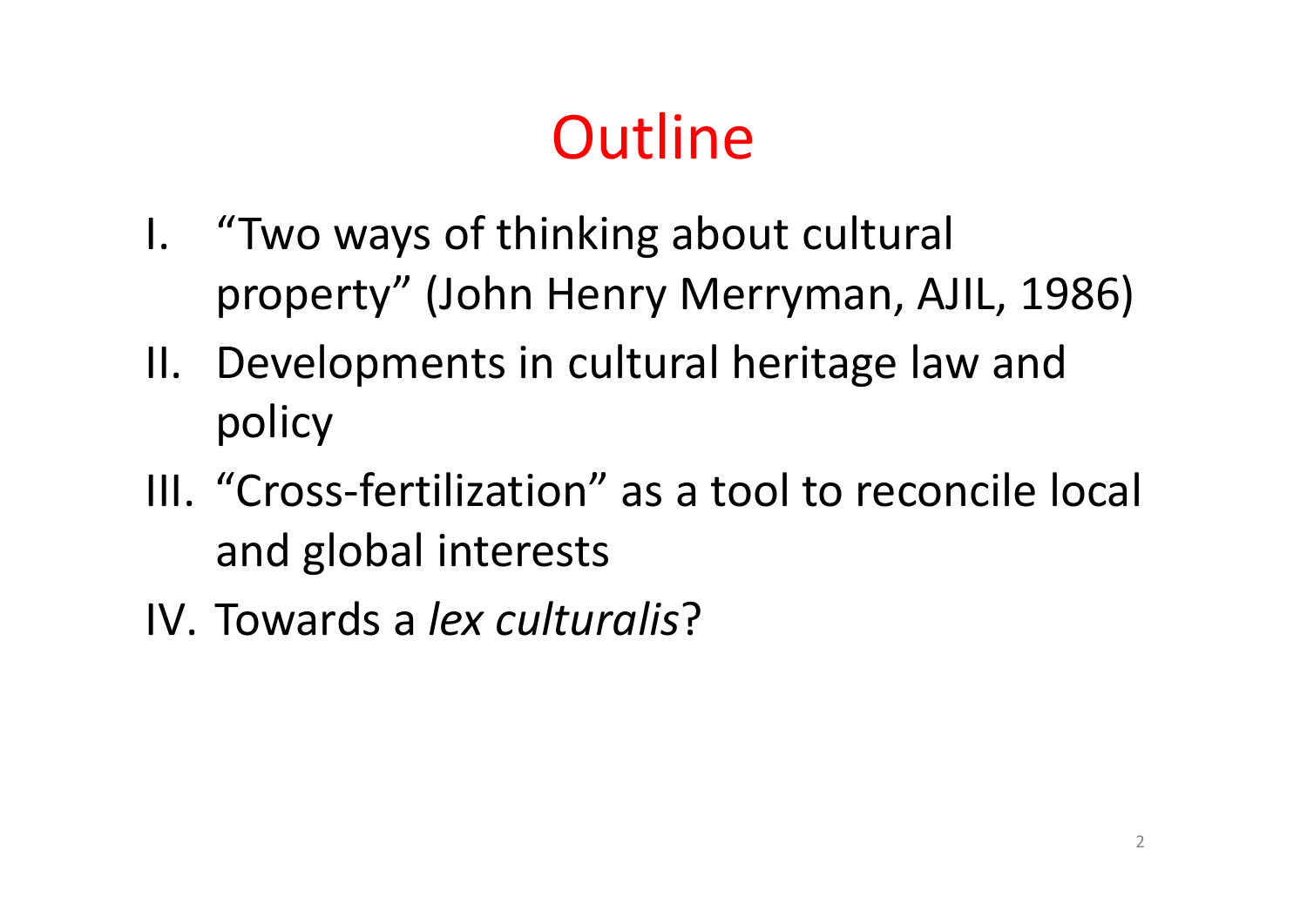# Outline

I. "Two ways of thinking about cultural property" (John Henry Merryman, AJIL, 1986)
II. Developments in cultural heritage law and policy
III. "Cross-fertilization" as a tool to reconcile local and global interests
IV. Towards a *lex culturalis*?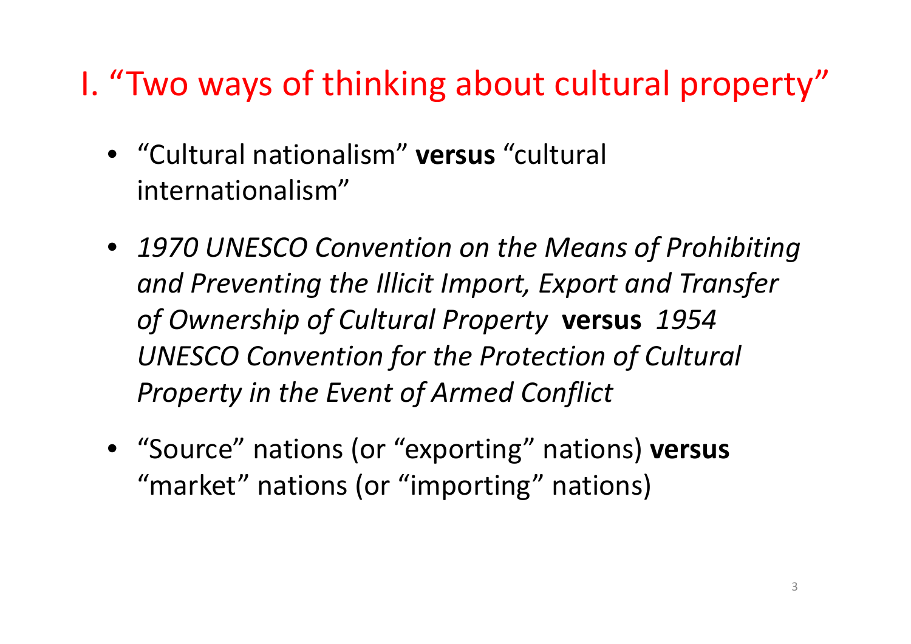# I. "Two ways of thinking about cultural property"

- "Cultural nationalism" **versus** "cultural internationalism"

- *1970 UNESCO Convention on the Means of Prohibiting and Preventing the Illicit Import, Export and Transfer of Ownership of Cultural Property* **versus** *1954 UNESCO Convention for the Protection of Cultural Property in the Event of Armed Conflict*

- "Source" nations (or "exporting" nations) **versus** "market" nations (or "importing" nations)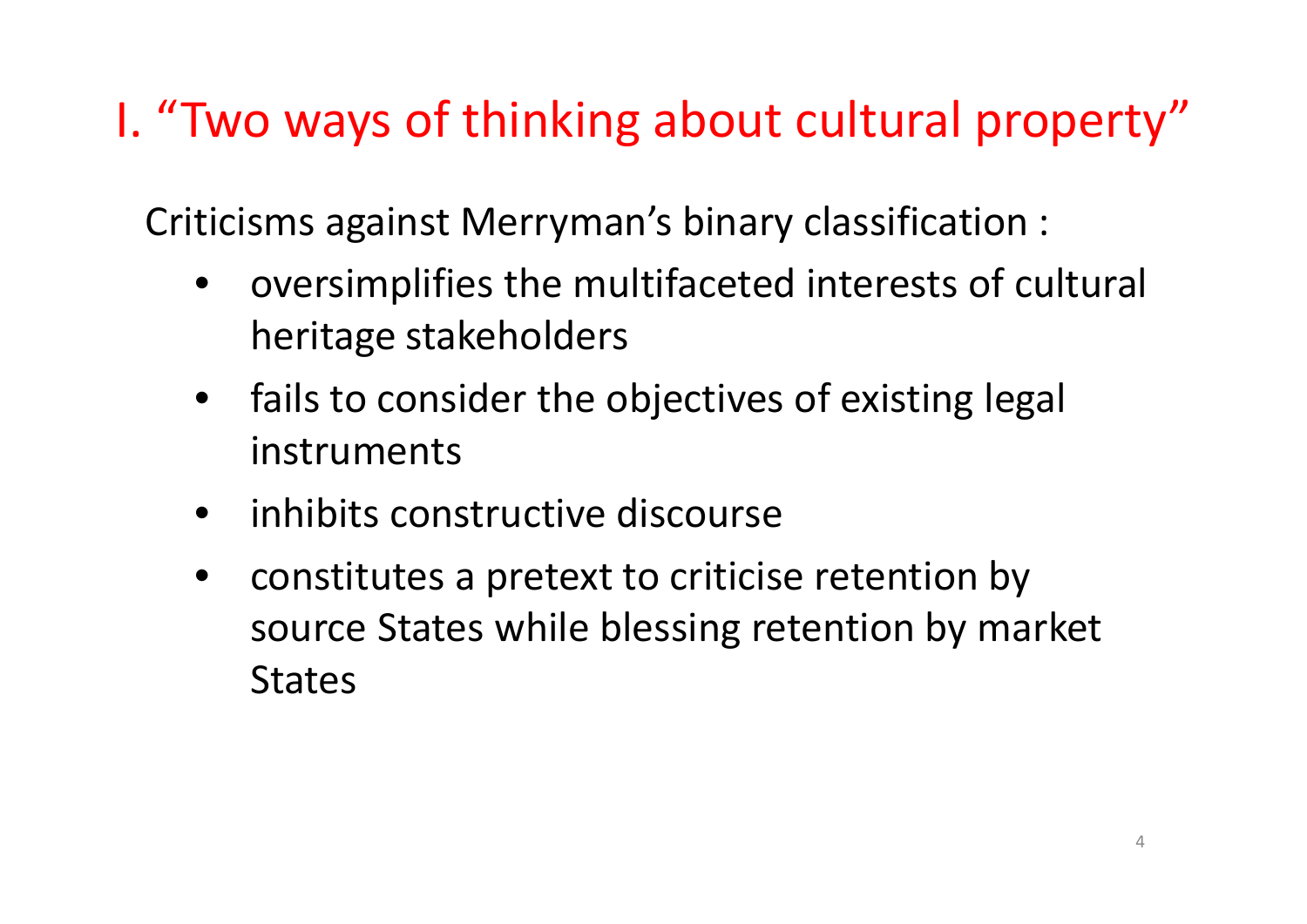# I. “Two ways of thinking about cultural property”

Criticisms against Merryman’s binary classification :

- oversimplifies the multifaceted interests of cultural heritage stakeholders
- fails to consider the objectives of existing legal instruments
- inhibits constructive discourse
- constitutes a pretext to criticise retention by source States while blessing retention by market States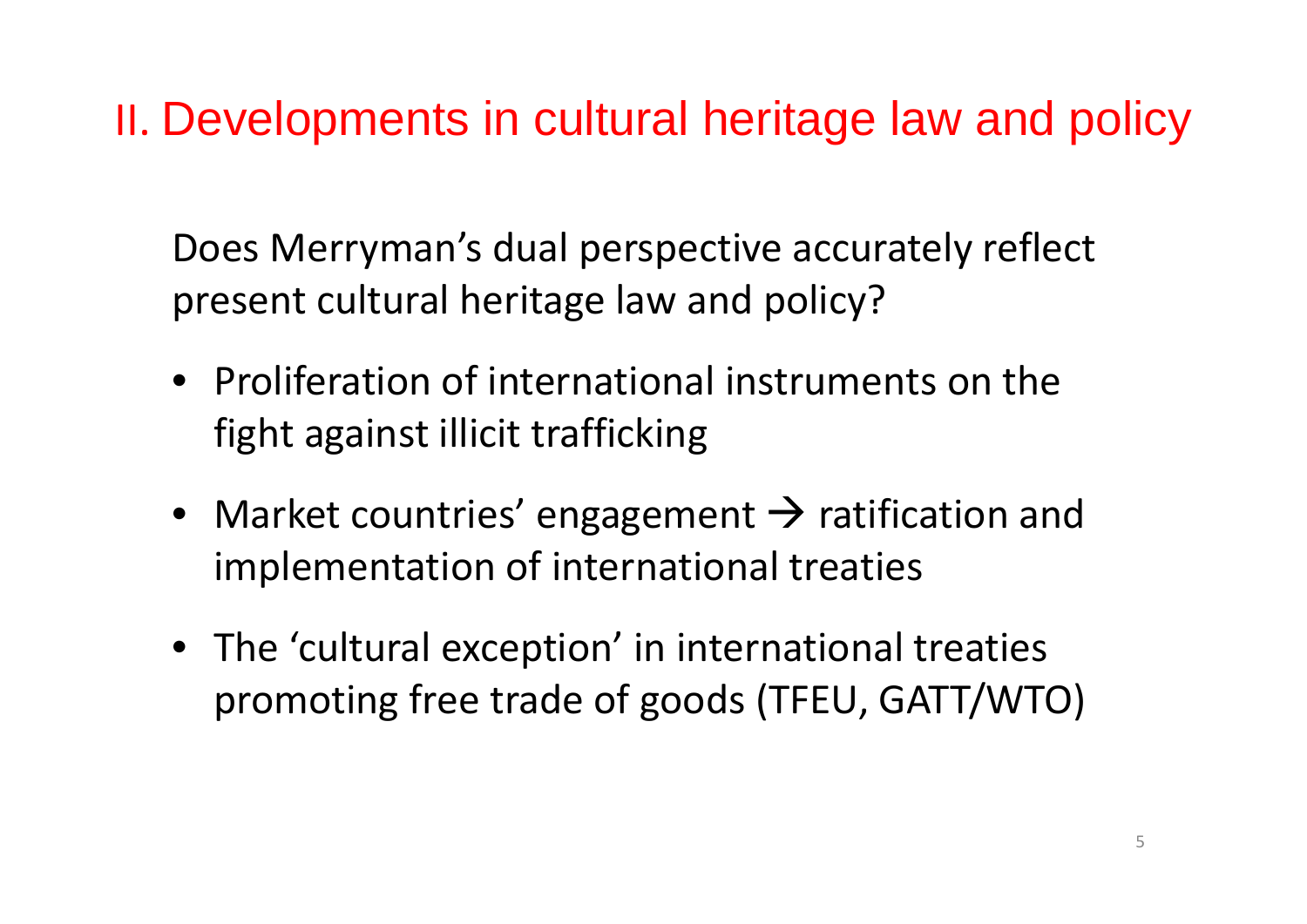## II. Developments in cultural heritage law and policy

Does Merryman's dual perspective accurately reflect present cultural heritage law and policy?

- Proliferation of international instruments on the fight against illicit trafficking
- Market countries' engagement → ratification and implementation of international treaties
- The 'cultural exception' in international treaties promoting free trade of goods (TFEU, GATT/WTO)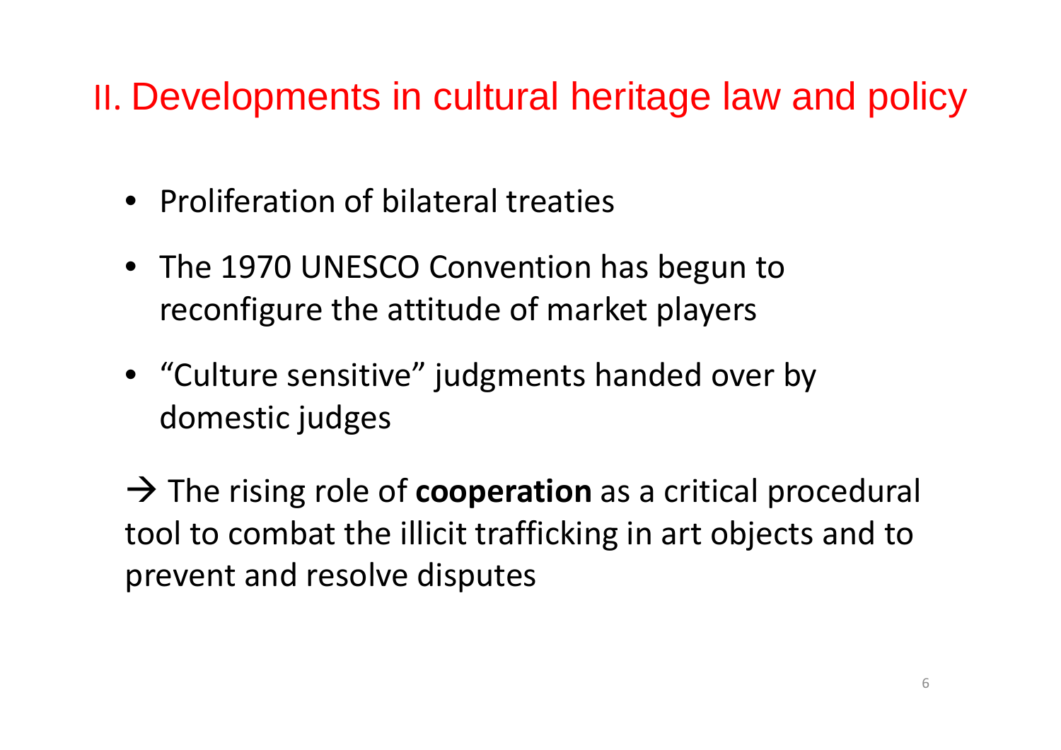# II. Developments in cultural heritage law and policy

- Proliferation of bilateral treaties
- The 1970 UNESCO Convention has begun to reconfigure the attitude of market players
- "Culture sensitive" judgments handed over by domestic judges

→ The rising role of **cooperation** as a critical procedural tool to combat the illicit trafficking in art objects and to prevent and resolve disputes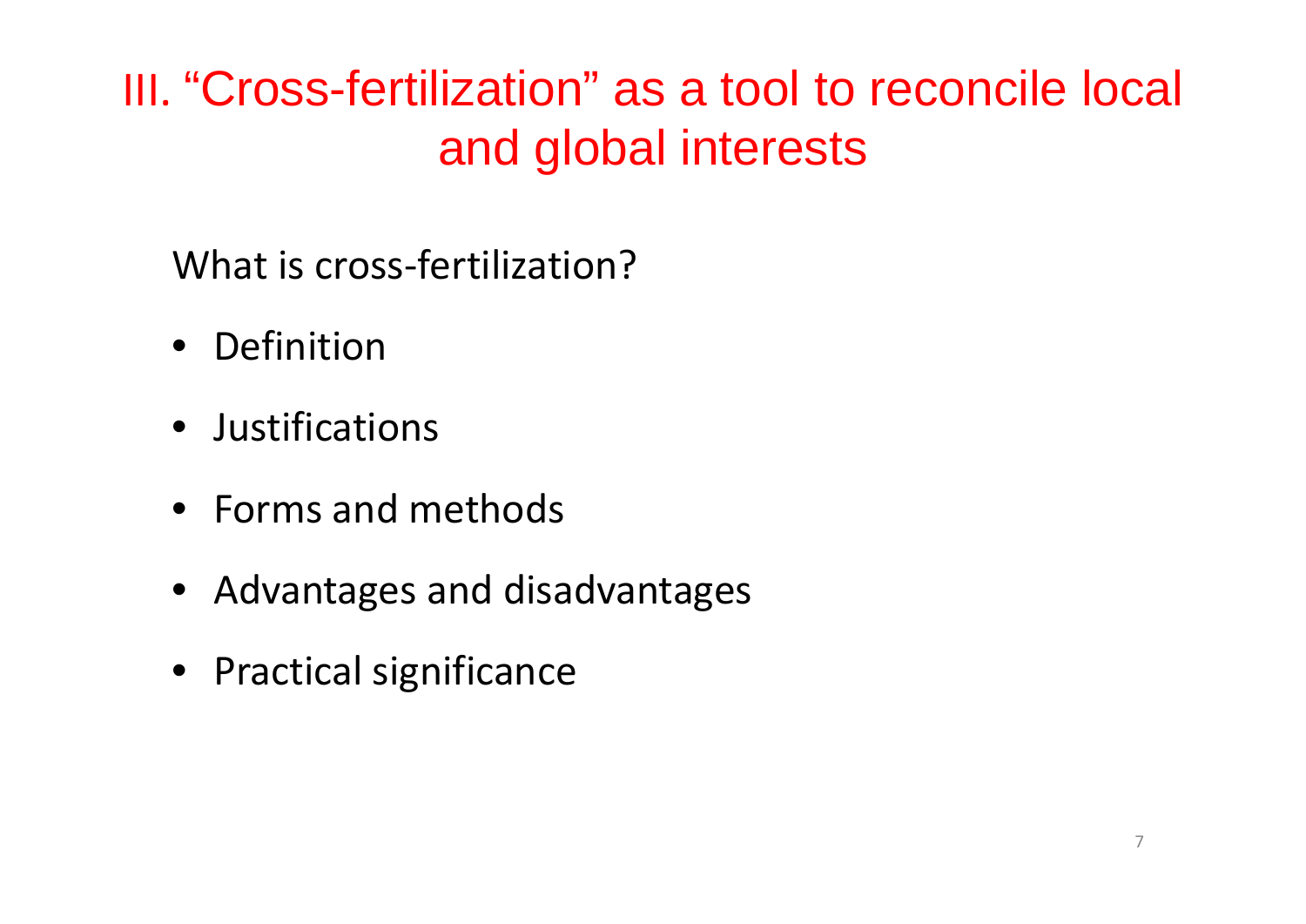# III. "Cross-fertilization" as a tool to reconcile local and global interests

What is cross-fertilization?

- Definition
- Justifications
- Forms and methods
- Advantages and disadvantages
- Practical significance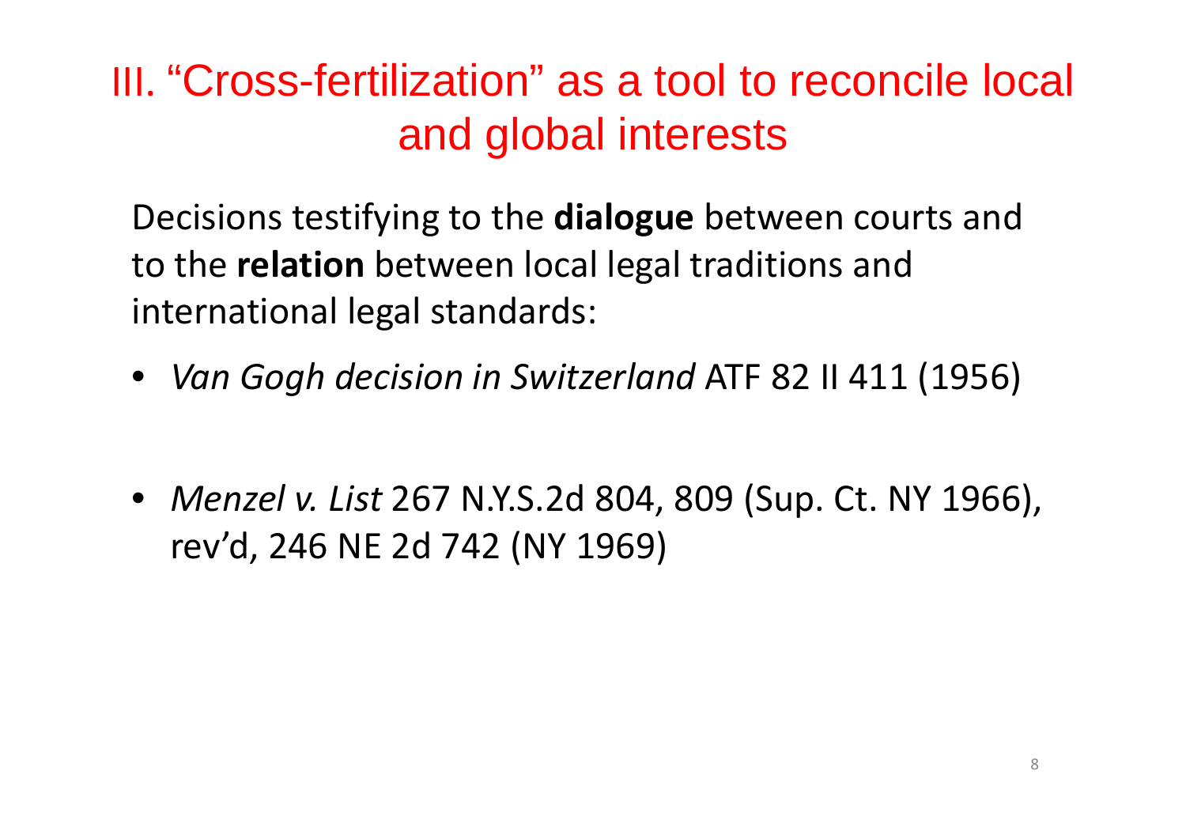# III. “Cross-fertilization” as a tool to reconcile local and global interests

Decisions testifying to the **dialogue** between courts and to the **relation** between local legal traditions and international legal standards:

- *Van Gogh decision in Switzerland* ATF 82 II 411 (1956)
- *Menzel v. List* 267 N.Y.S.2d 804, 809 (Sup. Ct. NY 1966), rev’d, 246 NE 2d 742 (NY 1969)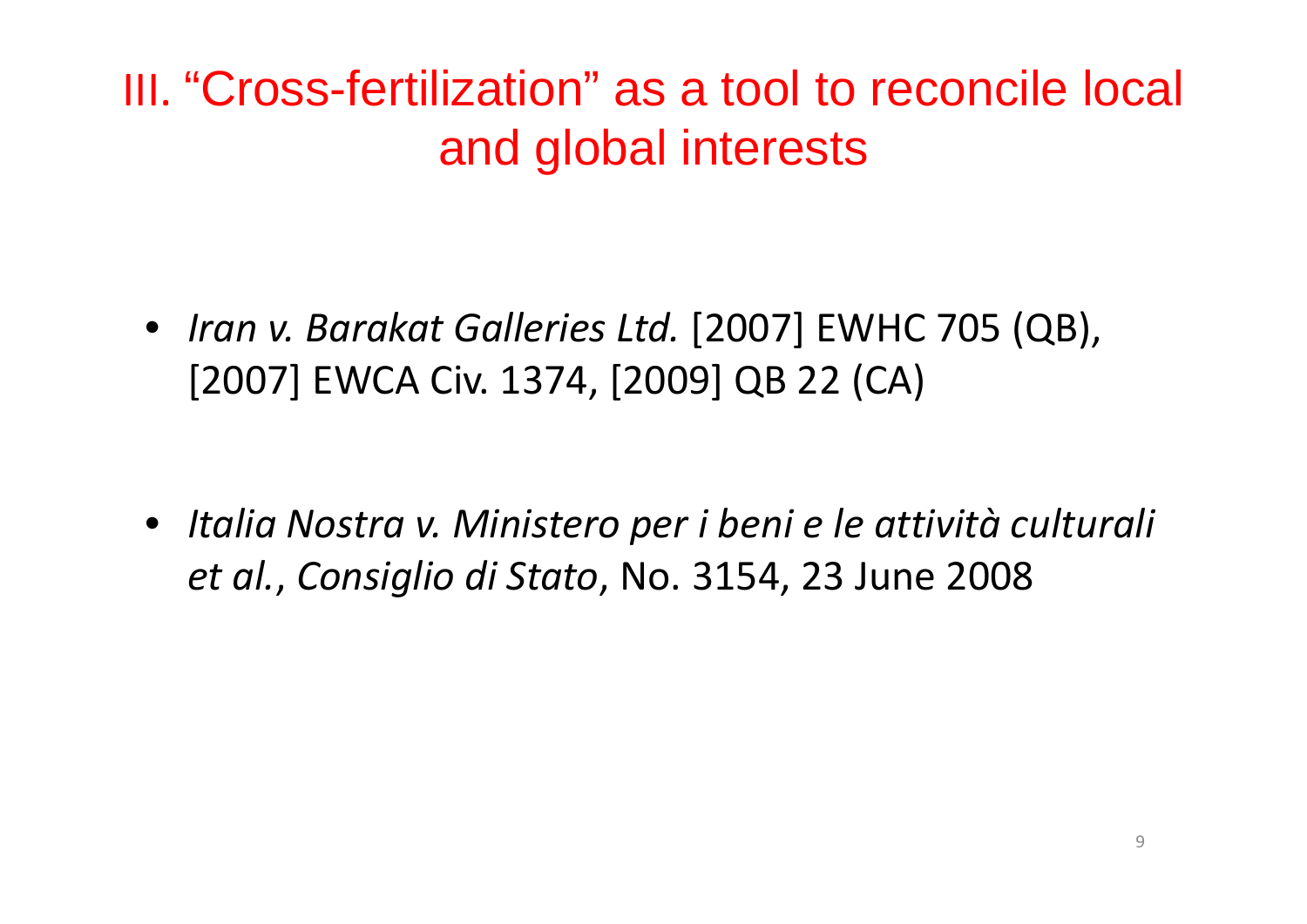# III. "Cross-fertilization" as a tool to reconcile local and global interests

- *Iran v. Barakat Galleries Ltd.* [2007] EWHC 705 (QB), [2007] EWCA Civ. 1374, [2009] QB 22 (CA)

- *Italia Nostra v. Ministero per i beni e le attività culturali et al.*, *Consiglio di Stato*, No. 3154, 23 June 2008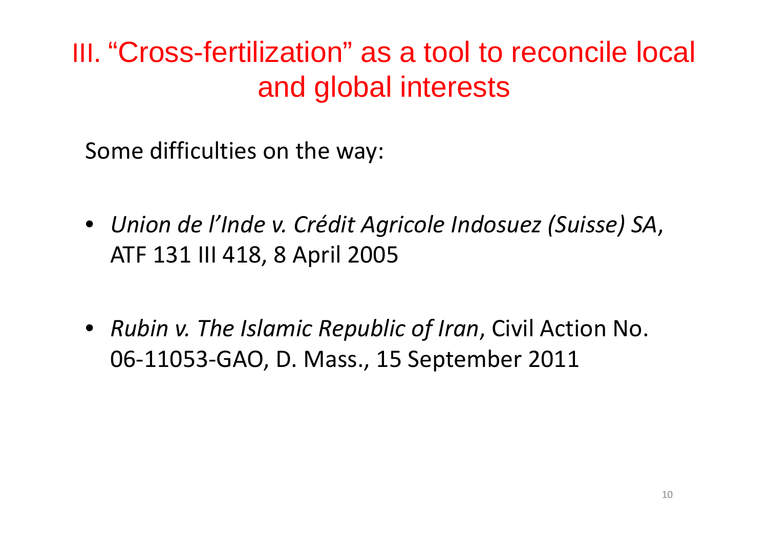# III. "Cross-fertilization" as a tool to reconcile local and global interests

Some difficulties on the way:

- *Union de l'Inde v. Crédit Agricole Indosuez (Suisse) SA*, ATF 131 III 418, 8 April 2005
- *Rubin v. The Islamic Republic of Iran*, Civil Action No. 06-11053-GAO, D. Mass., 15 September 2011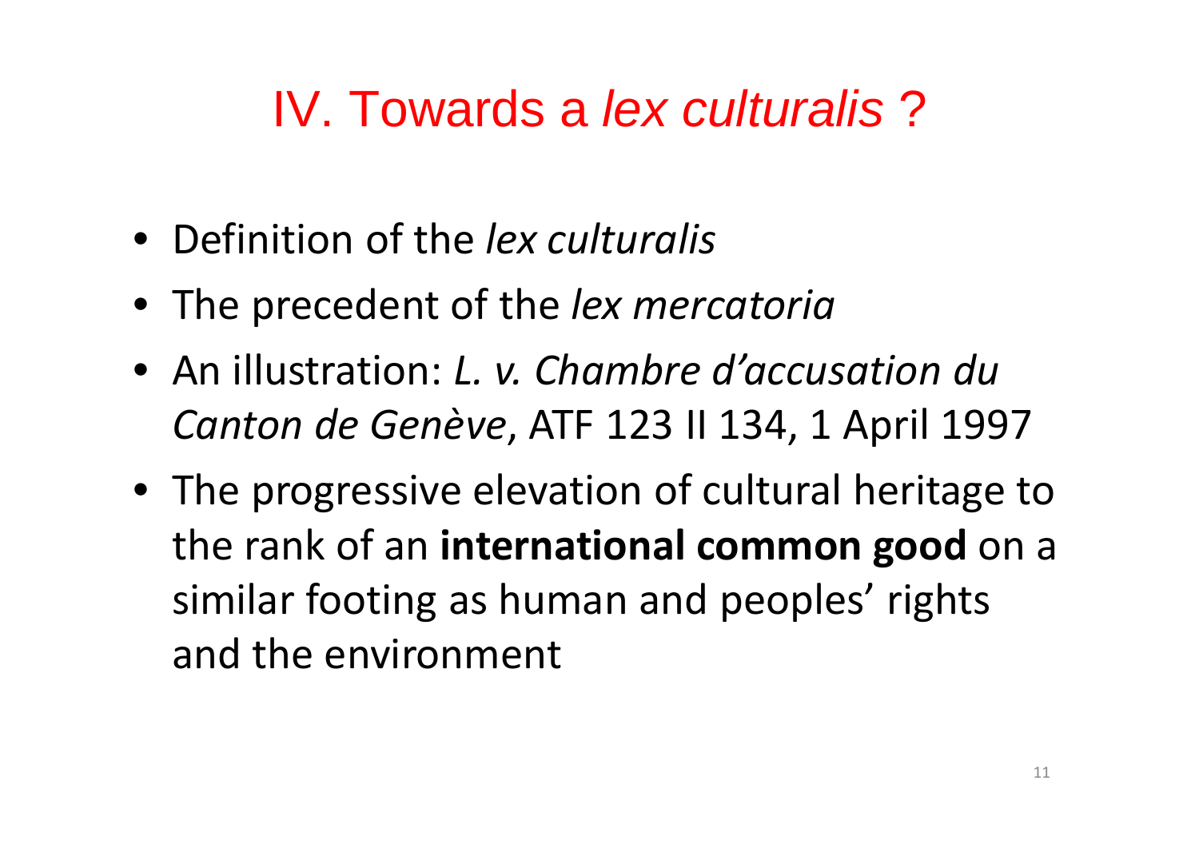# IV. Towards a *lex culturalis* ?

- Definition of the *lex culturalis*
- The precedent of the *lex mercatoria*
- An illustration: *L. v. Chambre d'accusation du Canton de Genève*, ATF 123 II 134, 1 April 1997
- The progressive elevation of cultural heritage to the rank of an **international common good** on a similar footing as human and peoples' rights and the environment